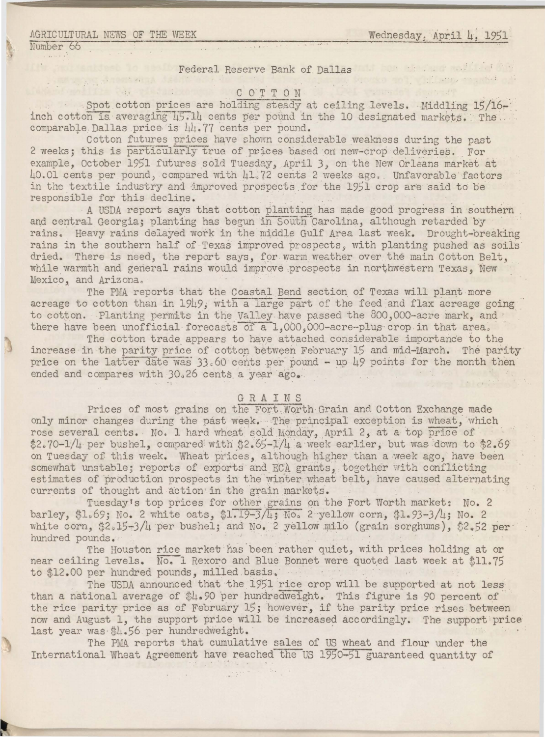AGRICULTURAL NEWS OF THE WEEK Wednesday, April 4, 1951

Number 66

Federal Reserve Bank of Dallas

## COTTON

Spot cotton prices are holding steady at ceiling levels. Middling 15/16-inch cotton is averaging 45.14 cents per pound in the 10 designated markets. The comparable Dallas price is 44.77 cents per pound.

Cotton futures prices have shown considerable weakness during the past 2 weeks; this is particularly true of prices based on new-crop deliveries. For example, October 1951 futures sold Tuesday, April 3, on the New Orleans market at 40.01 cents per pound, compared with 41.72 cents 2 weeks ago. Unfavorable factors in the textile industry and improved prospects for the 1951 crop are said to be responsible for this decline.

A USDA report says that cotton planting has made good progress in southern and central Georgia; planting has begun in South Carolina, although retarded by rains. Heavy rains delayed work in the middle Gulf Area last week. Drought-breaking rains in the southern half of Texas improved prospects, with planting pushed as soils dried. There is need, the report says, for warm weather over the main Cotton Belt, while warmth and general rains would improve prospects in northwestern Texas, New Mexico, and Arizona.

The PMA reports that the Coastal Bend section of Texas will plant more acreage to cotton than in 1949, with a large part of the feed and flax acreage going to cotton. Planting permits in the Valley have passed the 800,000-acre mark, and there have been unofficial forecasts of a 1,000,000-acre-plus crop in that area.

The cotton trade appears to have attached considerable importance to the increase in the parity price of cotton between February 15 and mid-March. The parity price on the latter date was 33.60 cents per pound - up 49 points for the month then ended and compares with 30.26 cents a year ago.

## GRAINS

Prices of most grains on the Fort Worth Grain and Cotton Exchange made only minor changes during the past week. The principal exception is wheat, which rose several cents. No. 1 hard wheat sold Monday, April 2, at a top price of \$2.70-1/4 per bushel, compared with \$2.65-1/4 a week earlier, but was down to \$2.69 on Tuesday of this week. Wheat prices, although higher than a week ago, have been somewhat unstable; reports of exports and ECA grants, together with conflicting estimates of production prospects in the winter wheat belt, have caused alternating currents of thought and action in the grain markets.

Tuesday's top prices for other grains on the Fort Worth market: No. 2 barley, \$1.69; No. 2 white oats, \$1.19-3/4; No. 2 yellow corn, \$1.93-3/4; No. 2 white corn, \$2.15-3/4 per bushel; and No. 2 yellow milo (grain sorghums), \$2.52 per hundred pounds.

The Houston rice market has been rather quiet, with prices holding at or near ceiling levels. No. 1 Rexoro and Blue Bonnet were quoted last week at \$11.75 to \$12.00 per hundred pounds, milled basis.

The USDA announced that the 1951 rice crop will be supported at not less than a national average of \$4.90 per hundredweight. This figure is 90 percent of the rice parity price as of February 15; however, if the parity price rises between now and August 1, the support price will be increased accordingly. The support price last year was \$4.56 per hundredweight.

The PMA reports that cumulative sales of US wheat and flour under the International Wheat Agreement have reached the US 1950-51 guaranteed quantity of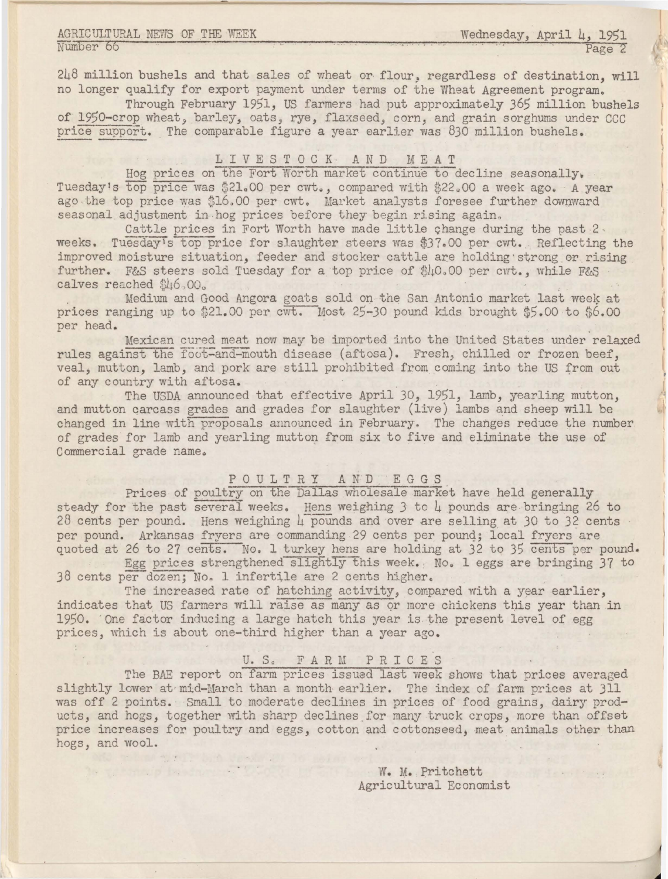248 million bushels and that sales of wheat or flour, regardless of destination, will no longer qualify for export payment under terms of the Wheat Agreement program.

Through February 1951, US farmers had put approximately 365 million bushels of 1950-crop wheat, barley, oats, rye, flaxseed, corn, and grain sorghums under CCC price support. The comparable figure a year earlier was 830 million bushels.

## LIVESTOCK AND MEAT

Hog prices on the Fort Worth market continue to decline seasonally. Tuesday's top price was $21.00 per cwt., compared with $22.00 a week ago. A year ago the top price was $16.00 per cwt. Market analysts foresee further downward seasonal adjustment in hog prices before they begin rising again.

Cattle prices in Fort Worth have made little change during the past 2 weeks. Tuesday's top price for slaughter steers was $37.00 per cwt. Reflecting the improved moisture situation, feeder and stocker cattle are holding strong or rising further. F&S steers sold Tuesday for a top price of $40.00 per cwt., while F&S calves reached $46.00.

Medium and Good Angora goats sold on the San Antonio market last week at prices ranging up to $21.00 per cwt. Most 25-30 pound kids brought $5.00 to $6.00 per head.

Mexican cured meat now may be imported into the United States under relaxed rules against the foot-and-mouth disease (aftosa). Fresh, chilled or frozen beef, veal, mutton, lamb, and pork are still prohibited from coming into the US from out of any country with aftosa.

The USDA announced that effective April 30, 1951, lamb, yearling mutton, and mutton carcass grades and grades for slaughter (live) lambs and sheep will be changed in line with proposals announced in February. The changes reduce the number of grades for lamb and yearling mutton from six to five and eliminate the use of Commercial grade name.

## POULTRY AND EGGS

Prices of poultry on the Dallas wholesale market have held generally steady for the past several weeks. Hens weighing 3 to 4 pounds are bringing 26 to 28 cents per pound. Hens weighing 4 pounds and over are selling at 30 to 32 cents per pound. Arkansas fryers are commanding 29 cents per pound; local fryers are quoted at 26 to 27 cents. No. 1 turkey hens are holding at 32 to 35 cents per pound.

Egg prices strengthened slightly this week. No. 1 eggs are bringing 37 to 38 cents per dozen; No. 1 infertile are 2 cents higher.

The increased rate of hatching activity, compared with a year earlier, indicates that US farmers will raise as many as or more chickens this year than in 1950. One factor inducing a large hatch this year is the present level of egg prices, which is about one-third higher than a year ago.

## U. S. FARM PRICES

The BAE report on farm prices issued last week shows that prices averaged slightly lower at mid-March than a month earlier. The index of farm prices at 311 was off 2 points. Small to moderate declines in prices of food grains, dairy products, and hogs, together with sharp declines for many truck crops, more than offset price increases for poultry and eggs, cotton and cottonseed, meat animals other than hogs, and wool.

W. M. Pritchett
Agricultural Economist